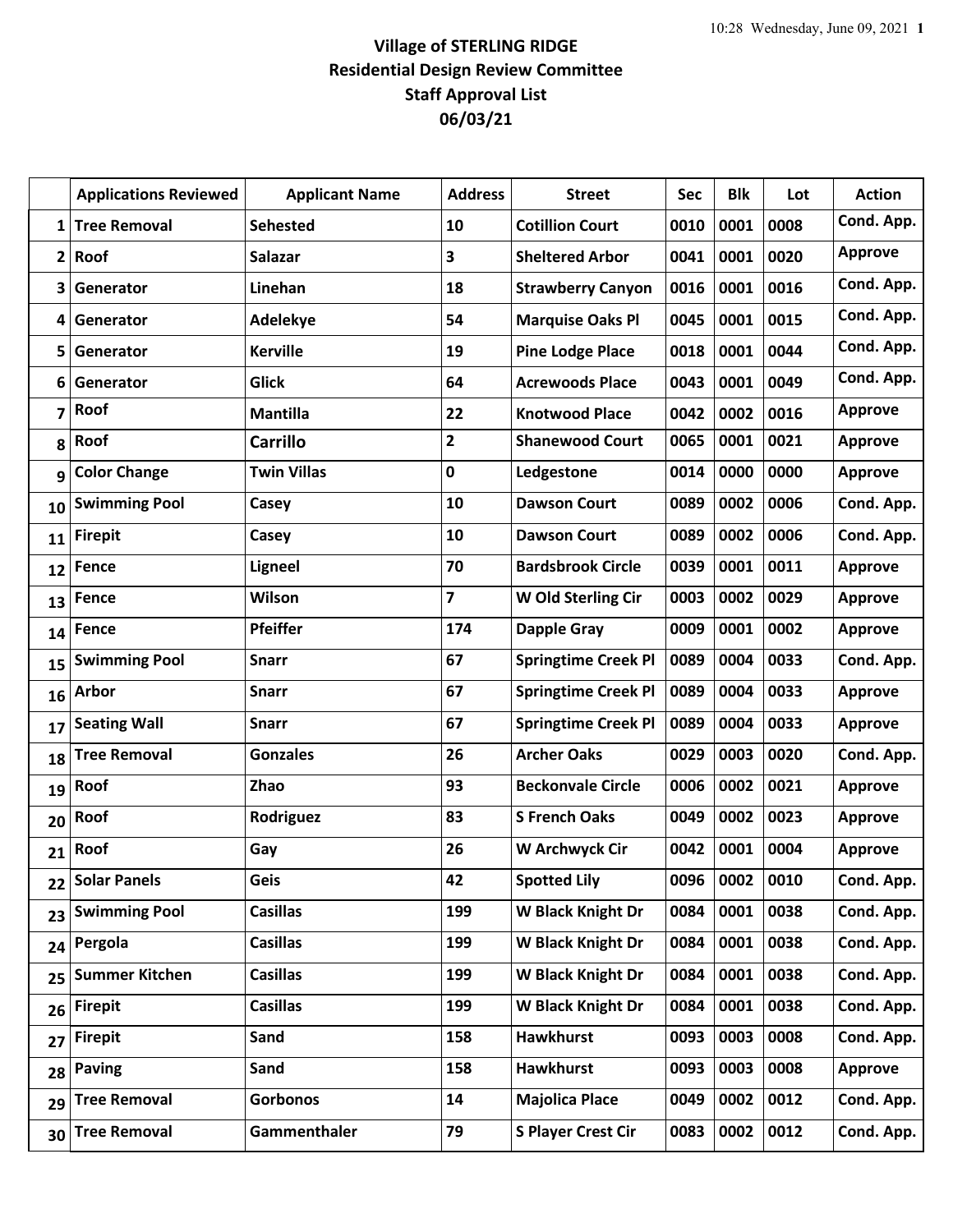# Village of STERLING RIDGE

## Residential Design Review Committee

## Staff Approval List

## 06/03/21

| | Applications Reviewed | Applicant Name | Address | Street | Sec | Blk | Lot | Action |
|---|---|---|---|---|---|---|---|---|
| 1 | Tree Removal | Sehested | 10 | Cotillion Court | 0010 | 0001 | 0008 | Cond. App. |
| 2 | Roof | Salazar | 3 | Sheltered Arbor | 0041 | 0001 | 0020 | Approve |
| 3 | Generator | Linehan | 18 | Strawberry Canyon | 0016 | 0001 | 0016 | Cond. App. |
| 4 | Generator | Adelekye | 54 | Marquise Oaks Pl | 0045 | 0001 | 0015 | Cond. App. |
| 5 | Generator | Kerville | 19 | Pine Lodge Place | 0018 | 0001 | 0044 | Cond. App. |
| 6 | Generator | Glick | 64 | Acrewoods Place | 0043 | 0001 | 0049 | Cond. App. |
| 7 | Roof | Mantilla | 22 | Knotwood Place | 0042 | 0002 | 0016 | Approve |
| 8 | Roof | Carrillo | 2 | Shanewood Court | 0065 | 0001 | 0021 | Approve |
| 9 | Color Change | Twin Villas | 0 | Ledgestone | 0014 | 0000 | 0000 | Approve |
| 10 | Swimming Pool | Casey | 10 | Dawson Court | 0089 | 0002 | 0006 | Cond. App. |
| 11 | Firepit | Casey | 10 | Dawson Court | 0089 | 0002 | 0006 | Cond. App. |
| 12 | Fence | Ligneel | 70 | Bardsbrook Circle | 0039 | 0001 | 0011 | Approve |
| 13 | Fence | Wilson | 7 | W Old Sterling Cir | 0003 | 0002 | 0029 | Approve |
| 14 | Fence | Pfeiffer | 174 | Dapple Gray | 0009 | 0001 | 0002 | Approve |
| 15 | Swimming Pool | Snarr | 67 | Springtime Creek Pl | 0089 | 0004 | 0033 | Cond. App. |
| 16 | Arbor | Snarr | 67 | Springtime Creek Pl | 0089 | 0004 | 0033 | Approve |
| 17 | Seating Wall | Snarr | 67 | Springtime Creek Pl | 0089 | 0004 | 0033 | Approve |
| 18 | Tree Removal | Gonzales | 26 | Archer Oaks | 0029 | 0003 | 0020 | Cond. App. |
| 19 | Roof | Zhao | 93 | Beckonvale Circle | 0006 | 0002 | 0021 | Approve |
| 20 | Roof | Rodriguez | 83 | S French Oaks | 0049 | 0002 | 0023 | Approve |
| 21 | Roof | Gay | 26 | W Archwyck Cir | 0042 | 0001 | 0004 | Approve |
| 22 | Solar Panels | Geis | 42 | Spotted Lily | 0096 | 0002 | 0010 | Cond. App. |
| 23 | Swimming Pool | Casillas | 199 | W Black Knight Dr | 0084 | 0001 | 0038 | Cond. App. |
| 24 | Pergola | Casillas | 199 | W Black Knight Dr | 0084 | 0001 | 0038 | Cond. App. |
| 25 | Summer Kitchen | Casillas | 199 | W Black Knight Dr | 0084 | 0001 | 0038 | Cond. App. |
| 26 | Firepit | Casillas | 199 | W Black Knight Dr | 0084 | 0001 | 0038 | Cond. App. |
| 27 | Firepit | Sand | 158 | Hawkhurst | 0093 | 0003 | 0008 | Cond. App. |
| 28 | Paving | Sand | 158 | Hawkhurst | 0093 | 0003 | 0008 | Approve |
| 29 | Tree Removal | Gorbonos | 14 | Majolica Place | 0049 | 0002 | 0012 | Cond. App. |
| 30 | Tree Removal | Gammenthaler | 79 | S Player Crest Cir | 0083 | 0002 | 0012 | Cond. App. |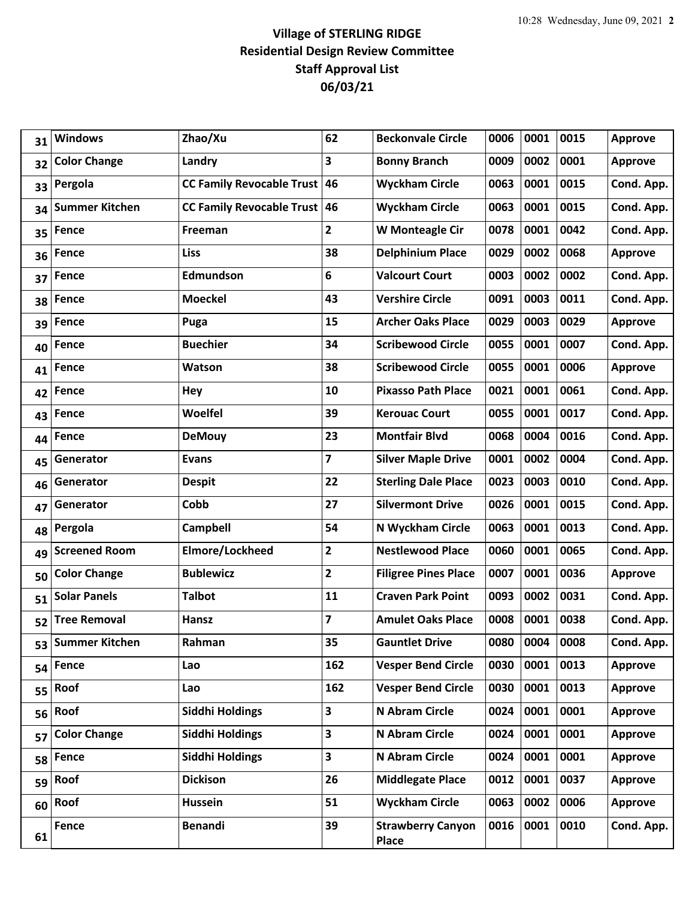**Village of STERLING RIDGE**
**Residential Design Review Committee**
**Staff Approval List**
**06/03/21**

| | | | | | | | | |
|---|---|---|---|---|---|---|---|---|
| 31 | Windows | Zhao/Xu | 62 | Beckonvale Circle | 0006 | 0001 | 0015 | Approve |
| 32 | Color Change | Landry | 3 | Bonny Branch | 0009 | 0002 | 0001 | Approve |
| 33 | Pergola | CC Family Revocable Trust | 46 | Wyckham Circle | 0063 | 0001 | 0015 | Cond. App. |
| 34 | Summer Kitchen | CC Family Revocable Trust | 46 | Wyckham Circle | 0063 | 0001 | 0015 | Cond. App. |
| 35 | Fence | Freeman | 2 | W Monteagle Cir | 0078 | 0001 | 0042 | Cond. App. |
| 36 | Fence | Liss | 38 | Delphinium Place | 0029 | 0002 | 0068 | Approve |
| 37 | Fence | Edmundson | 6 | Valcourt Court | 0003 | 0002 | 0002 | Cond. App. |
| 38 | Fence | Moeckel | 43 | Vershire Circle | 0091 | 0003 | 0011 | Cond. App. |
| 39 | Fence | Puga | 15 | Archer Oaks Place | 0029 | 0003 | 0029 | Approve |
| 40 | Fence | Buechier | 34 | Scribewood Circle | 0055 | 0001 | 0007 | Cond. App. |
| 41 | Fence | Watson | 38 | Scribewood Circle | 0055 | 0001 | 0006 | Approve |
| 42 | Fence | Hey | 10 | Pixasso Path Place | 0021 | 0001 | 0061 | Cond. App. |
| 43 | Fence | Woelfel | 39 | Kerouac Court | 0055 | 0001 | 0017 | Cond. App. |
| 44 | Fence | DeMouy | 23 | Montfair Blvd | 0068 | 0004 | 0016 | Cond. App. |
| 45 | Generator | Evans | 7 | Silver Maple Drive | 0001 | 0002 | 0004 | Cond. App. |
| 46 | Generator | Despit | 22 | Sterling Dale Place | 0023 | 0003 | 0010 | Cond. App. |
| 47 | Generator | Cobb | 27 | Silvermont Drive | 0026 | 0001 | 0015 | Cond. App. |
| 48 | Pergola | Campbell | 54 | N Wyckham Circle | 0063 | 0001 | 0013 | Cond. App. |
| 49 | Screened Room | Elmore/Lockheed | 2 | Nestlewood Place | 0060 | 0001 | 0065 | Cond. App. |
| 50 | Color Change | Bublewicz | 2 | Filigree Pines Place | 0007 | 0001 | 0036 | Approve |
| 51 | Solar Panels | Talbot | 11 | Craven Park Point | 0093 | 0002 | 0031 | Cond. App. |
| 52 | Tree Removal | Hansz | 7 | Amulet Oaks Place | 0008 | 0001 | 0038 | Cond. App. |
| 53 | Summer Kitchen | Rahman | 35 | Gauntlet Drive | 0080 | 0004 | 0008 | Cond. App. |
| 54 | Fence | Lao | 162 | Vesper Bend Circle | 0030 | 0001 | 0013 | Approve |
| 55 | Roof | Lao | 162 | Vesper Bend Circle | 0030 | 0001 | 0013 | Approve |
| 56 | Roof | Siddhi Holdings | 3 | N Abram Circle | 0024 | 0001 | 0001 | Approve |
| 57 | Color Change | Siddhi Holdings | 3 | N Abram Circle | 0024 | 0001 | 0001 | Approve |
| 58 | Fence | Siddhi Holdings | 3 | N Abram Circle | 0024 | 0001 | 0001 | Approve |
| 59 | Roof | Dickison | 26 | Middlegate Place | 0012 | 0001 | 0037 | Approve |
| 60 | Roof | Hussein | 51 | Wyckham Circle | 0063 | 0002 | 0006 | Approve |
| 61 | Fence | Benandi | 39 | Strawberry Canyon Place | 0016 | 0001 | 0010 | Cond. App. |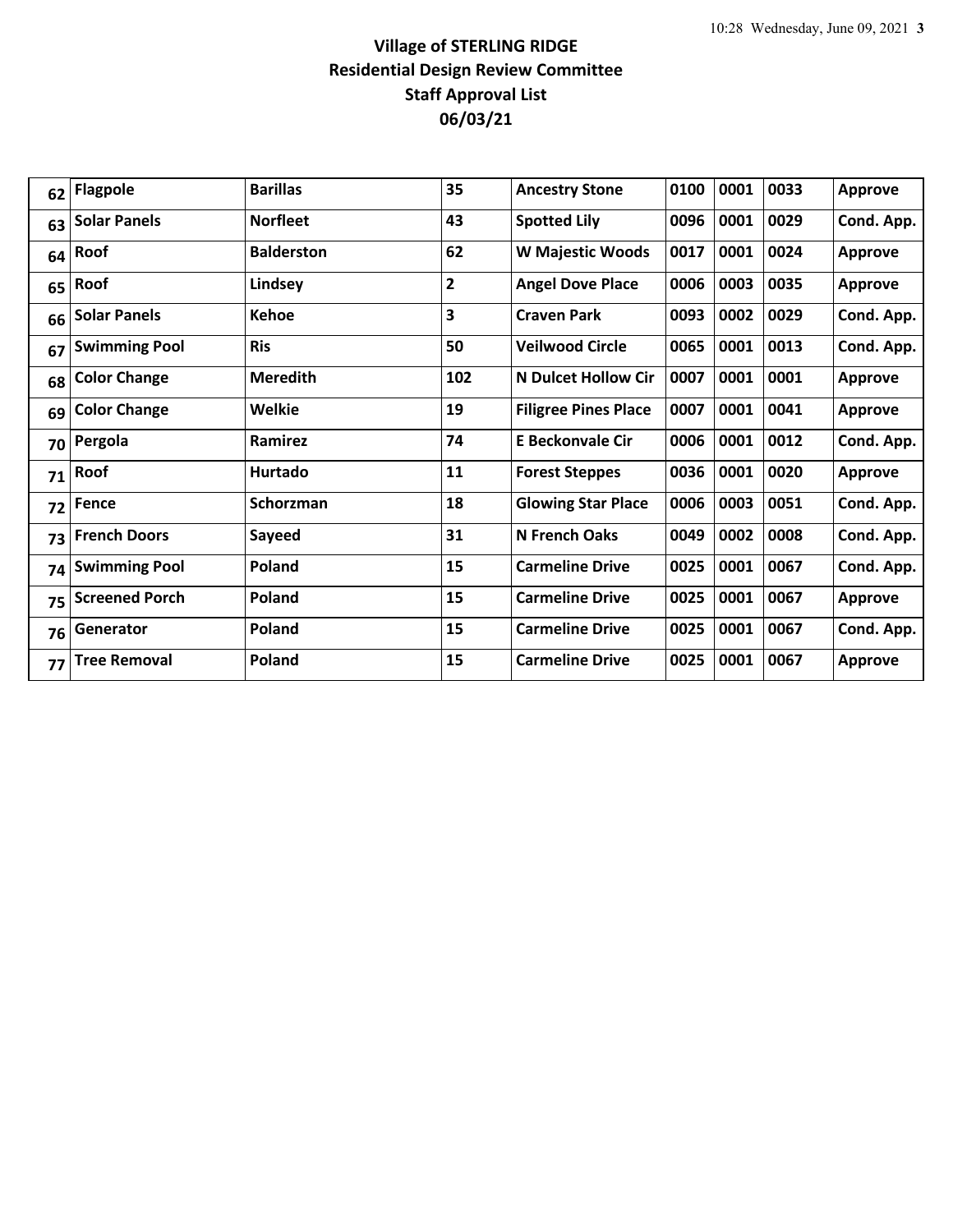**Village of STERLING RIDGE**
**Residential Design Review Committee**
**Staff Approval List**
**06/03/21**

| | | | | | | | | |
|---|---|---|---|---|---|---|---|---|
| 62 | Flagpole | Barillas | 35 | Ancestry Stone | 0100 | 0001 | 0033 | Approve |
| 63 | Solar Panels | Norfleet | 43 | Spotted Lily | 0096 | 0001 | 0029 | Cond. App. |
| 64 | Roof | Balderston | 62 | W Majestic Woods | 0017 | 0001 | 0024 | Approve |
| 65 | Roof | Lindsey | 2 | Angel Dove Place | 0006 | 0003 | 0035 | Approve |
| 66 | Solar Panels | Kehoe | 3 | Craven Park | 0093 | 0002 | 0029 | Cond. App. |
| 67 | Swimming Pool | Ris | 50 | Veilwood Circle | 0065 | 0001 | 0013 | Cond. App. |
| 68 | Color Change | Meredith | 102 | N Dulcet Hollow Cir | 0007 | 0001 | 0001 | Approve |
| 69 | Color Change | Welkie | 19 | Filigree Pines Place | 0007 | 0001 | 0041 | Approve |
| 70 | Pergola | Ramirez | 74 | E Beckonvale Cir | 0006 | 0001 | 0012 | Cond. App. |
| 71 | Roof | Hurtado | 11 | Forest Steppes | 0036 | 0001 | 0020 | Approve |
| 72 | Fence | Schorzman | 18 | Glowing Star Place | 0006 | 0003 | 0051 | Cond. App. |
| 73 | French Doors | Sayeed | 31 | N French Oaks | 0049 | 0002 | 0008 | Cond. App. |
| 74 | Swimming Pool | Poland | 15 | Carmeline Drive | 0025 | 0001 | 0067 | Cond. App. |
| 75 | Screened Porch | Poland | 15 | Carmeline Drive | 0025 | 0001 | 0067 | Approve |
| 76 | Generator | Poland | 15 | Carmeline Drive | 0025 | 0001 | 0067 | Cond. App. |
| 77 | Tree Removal | Poland | 15 | Carmeline Drive | 0025 | 0001 | 0067 | Approve |